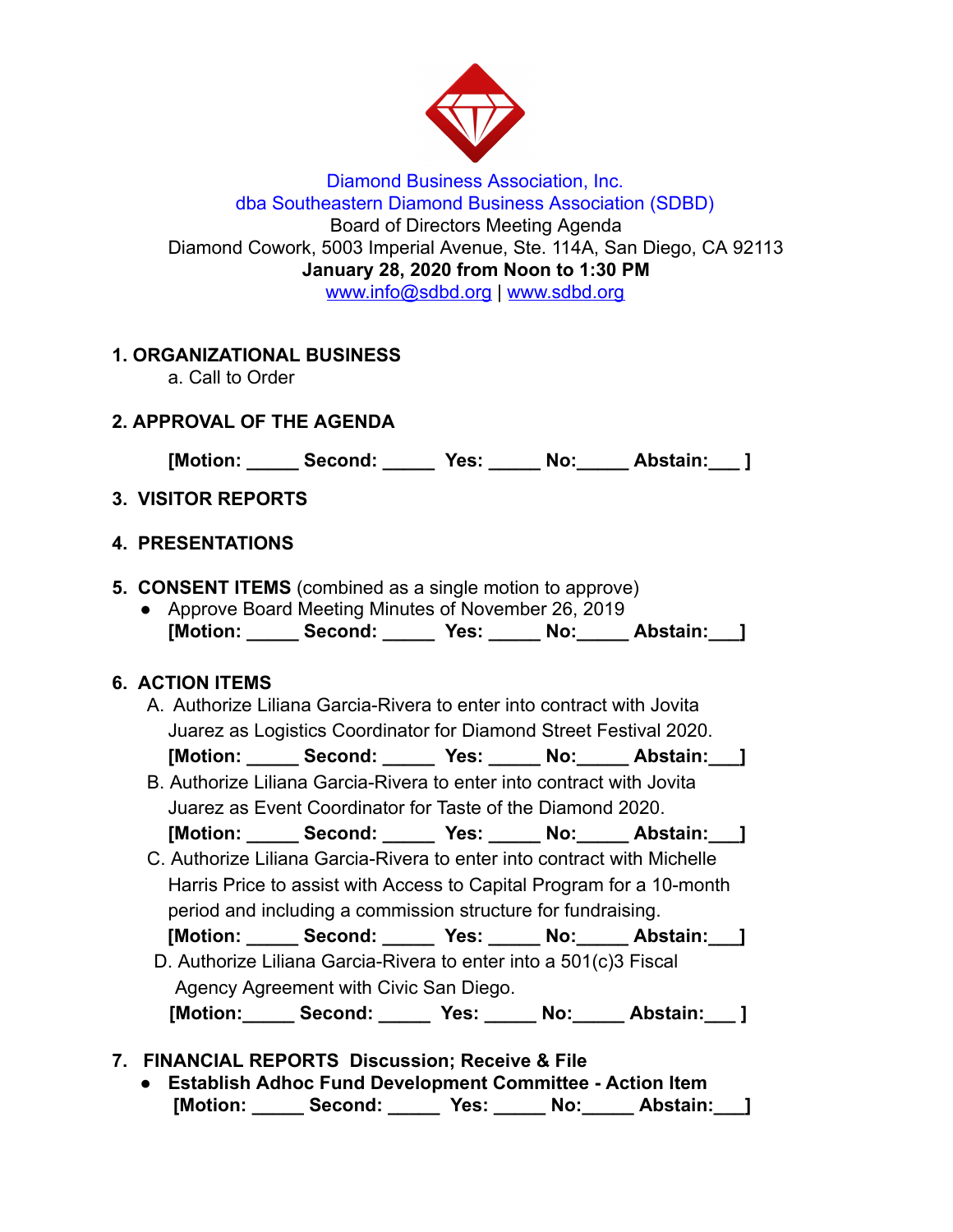Diamond Business Association, Inc.
dba Southeastern Diamond Business Association (SDBD)
Board of Directors Meeting Agenda
Diamond Cowork, 5003 Imperial Avenue, Ste. 114A, San Diego, CA 92113
**January 28, 2020 from Noon to 1:30 PM**
www.info@sdbd.org | www.sdbd.org

## 1. ORGANIZATIONAL BUSINESS

a. Call to Order

## 2. APPROVAL OF THE AGENDA

**[Motion: _____ Second: _____ Yes: _____ No:_____ Abstain:___ ]**

## 3. VISITOR REPORTS

## 4. PRESENTATIONS

## 5. CONSENT ITEMS (combined as a single motion to approve)

- Approve Board Meeting Minutes of November 26, 2019
  **[Motion: _____ Second: _____ Yes: _____ No:_____ Abstain:___]**

## 6. ACTION ITEMS

A. Authorize Liliana Garcia-Rivera to enter into contract with Jovita Juarez as Logistics Coordinator for Diamond Street Festival 2020.
**[Motion: _____ Second: _____ Yes: _____ No:_____ Abstain:___]**

B. Authorize Liliana Garcia-Rivera to enter into contract with Jovita Juarez as Event Coordinator for Taste of the Diamond 2020.
**[Motion: _____ Second: _____ Yes: _____ No:_____ Abstain:___]**

C. Authorize Liliana Garcia-Rivera to enter into contract with Michelle Harris Price to assist with Access to Capital Program for a 10-month period and including a commission structure for fundraising.
**[Motion: _____ Second: _____ Yes: _____ No:_____ Abstain:___]**

D. Authorize Liliana Garcia-Rivera to enter into a 501(c)3 Fiscal Agency Agreement with Civic San Diego.
**[Motion:_____ Second: _____ Yes: _____ No:_____ Abstain:___ ]**

## 7. FINANCIAL REPORTS Discussion; Receive & File

- **Establish Adhoc Fund Development Committee - Action Item**
  **[Motion: _____ Second: _____ Yes: _____ No:_____ Abstain:___]**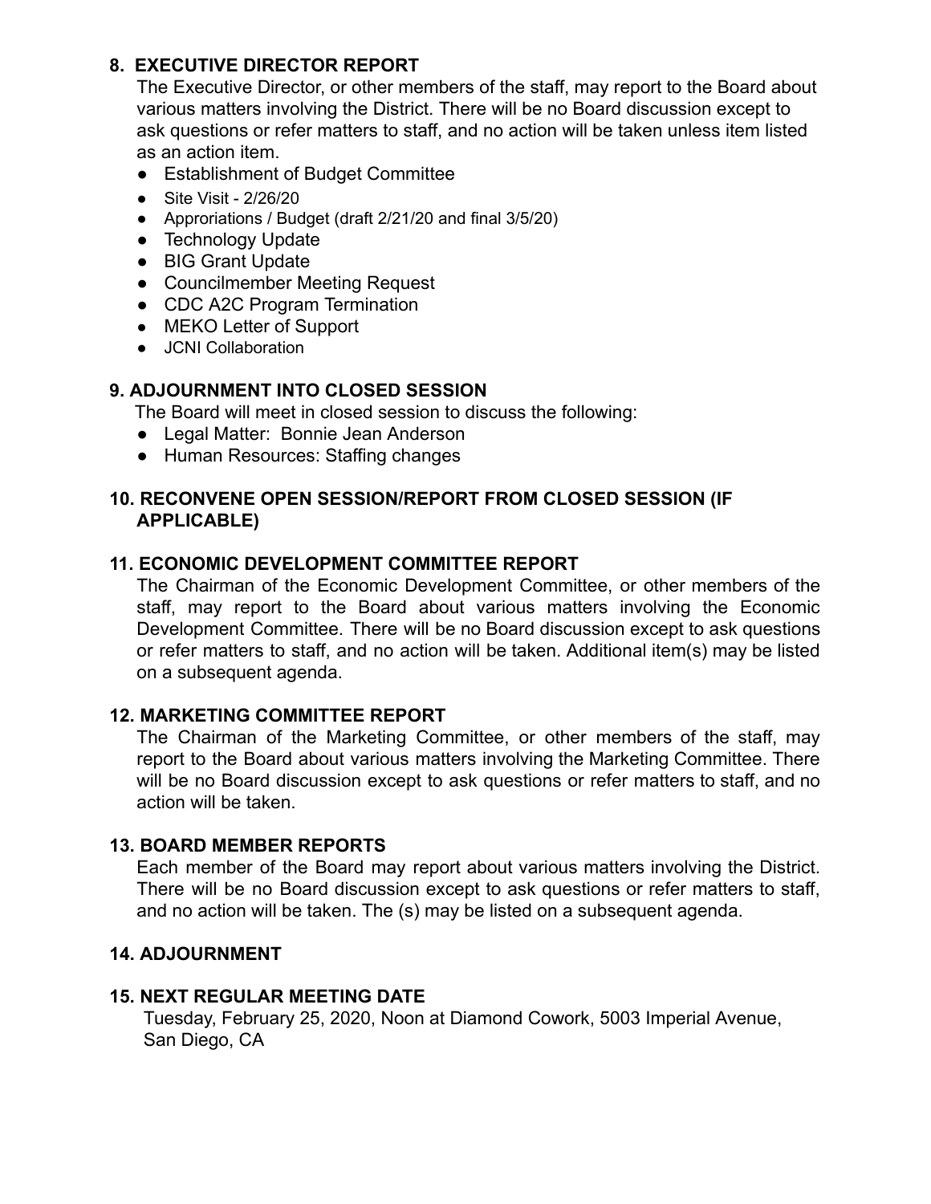## 8. EXECUTIVE DIRECTOR REPORT

The Executive Director, or other members of the staff, may report to the Board about various matters involving the District. There will be no Board discussion except to ask questions or refer matters to staff, and no action will be taken unless item listed as an action item.

- Establishment of Budget Committee
- Site Visit - 2/26/20
- Approriations / Budget (draft 2/21/20 and final 3/5/20)
- Technology Update
- BIG Grant Update
- Councilmember Meeting Request
- CDC A2C Program Termination
- MEKO Letter of Support
- JCNI Collaboration

## 9. ADJOURNMENT INTO CLOSED SESSION

The Board will meet in closed session to discuss the following:

- Legal Matter: Bonnie Jean Anderson
- Human Resources: Staffing changes

## 10. RECONVENE OPEN SESSION/REPORT FROM CLOSED SESSION (IF APPLICABLE)

## 11. ECONOMIC DEVELOPMENT COMMITTEE REPORT

The Chairman of the Economic Development Committee, or other members of the staff, may report to the Board about various matters involving the Economic Development Committee. There will be no Board discussion except to ask questions or refer matters to staff, and no action will be taken. Additional item(s) may be listed on a subsequent agenda.

## 12. MARKETING COMMITTEE REPORT

The Chairman of the Marketing Committee, or other members of the staff, may report to the Board about various matters involving the Marketing Committee. There will be no Board discussion except to ask questions or refer matters to staff, and no action will be taken.

## 13. BOARD MEMBER REPORTS

Each member of the Board may report about various matters involving the District. There will be no Board discussion except to ask questions or refer matters to staff, and no action will be taken. The (s) may be listed on a subsequent agenda.

## 14. ADJOURNMENT

## 15. NEXT REGULAR MEETING DATE

Tuesday, February 25, 2020, Noon at Diamond Cowork, 5003 Imperial Avenue, San Diego, CA